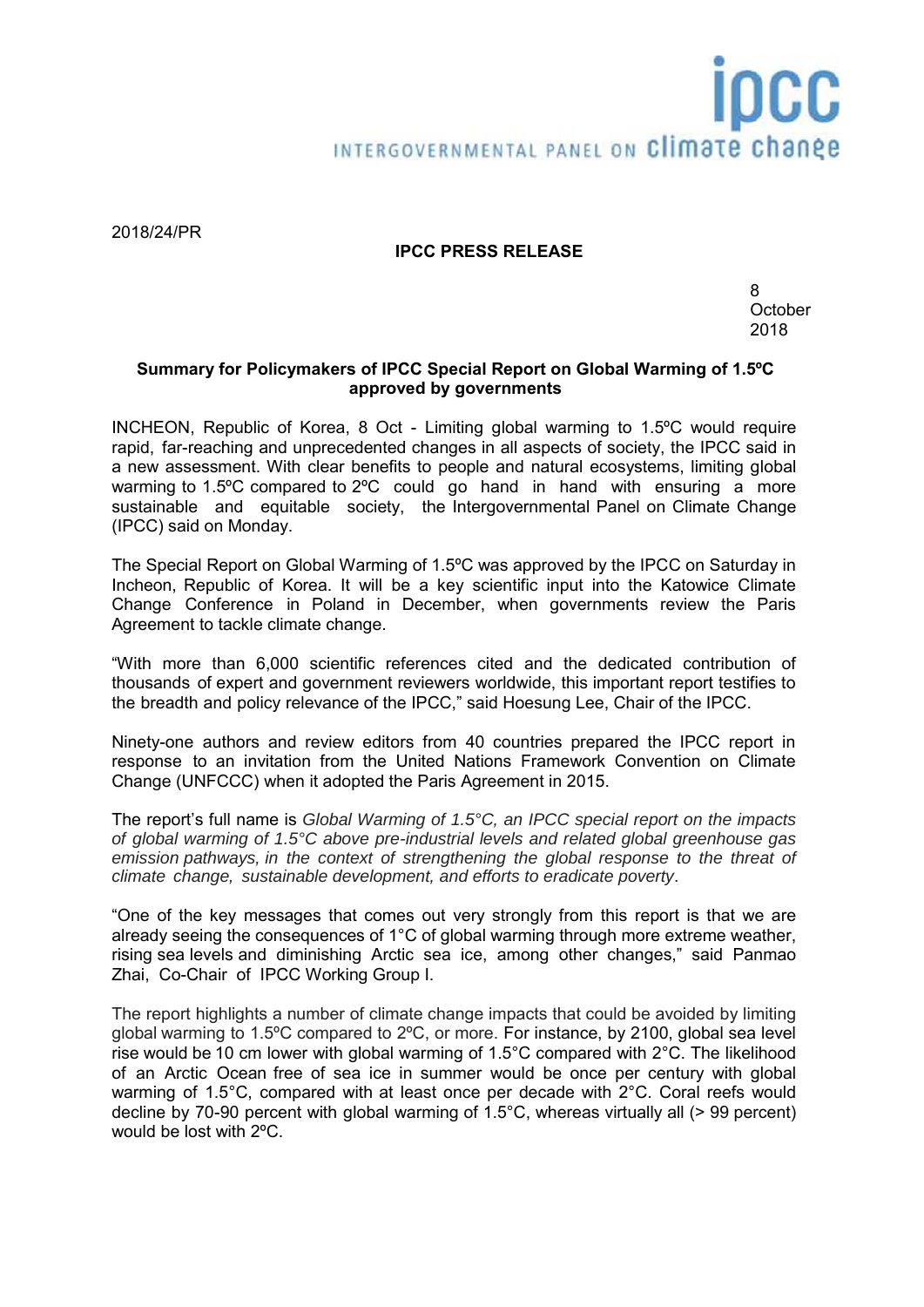ipcc
INTERGOVERNMENTAL PANEL ON climate change

2018/24/PR

**IPCC PRESS RELEASE**

8 October 2018

**Summary for Policymakers of IPCC Special Report on Global Warming of 1.5ºC approved by governments**

INCHEON, Republic of Korea, 8 Oct - Limiting global warming to 1.5ºC would require rapid, far-reaching and unprecedented changes in all aspects of society, the IPCC said in a new assessment. With clear benefits to people and natural ecosystems, limiting global warming to 1.5ºC compared to 2ºC could go hand in hand with ensuring a more sustainable and equitable society, the Intergovernmental Panel on Climate Change (IPCC) said on Monday.

The Special Report on Global Warming of 1.5ºC was approved by the IPCC on Saturday in Incheon, Republic of Korea. It will be a key scientific input into the Katowice Climate Change Conference in Poland in December, when governments review the Paris Agreement to tackle climate change.

"With more than 6,000 scientific references cited and the dedicated contribution of thousands of expert and government reviewers worldwide, this important report testifies to the breadth and policy relevance of the IPCC," said Hoesung Lee, Chair of the IPCC.

Ninety-one authors and review editors from 40 countries prepared the IPCC report in response to an invitation from the United Nations Framework Convention on Climate Change (UNFCCC) when it adopted the Paris Agreement in 2015.

The report's full name is *Global Warming of 1.5°C, an IPCC special report on the impacts of global warming of 1.5°C above pre-industrial levels and related global greenhouse gas emission pathways, in the context of strengthening the global response to the threat of climate change, sustainable development, and efforts to eradicate poverty*.

"One of the key messages that comes out very strongly from this report is that we are already seeing the consequences of 1°C of global warming through more extreme weather, rising sea levels and diminishing Arctic sea ice, among other changes," said Panmao Zhai, Co-Chair of IPCC Working Group I.

The report highlights a number of climate change impacts that could be avoided by limiting global warming to 1.5ºC compared to 2ºC, or more. For instance, by 2100, global sea level rise would be 10 cm lower with global warming of 1.5°C compared with 2°C. The likelihood of an Arctic Ocean free of sea ice in summer would be once per century with global warming of 1.5°C, compared with at least once per decade with 2°C. Coral reefs would decline by 70-90 percent with global warming of 1.5°C, whereas virtually all (> 99 percent) would be lost with 2ºC.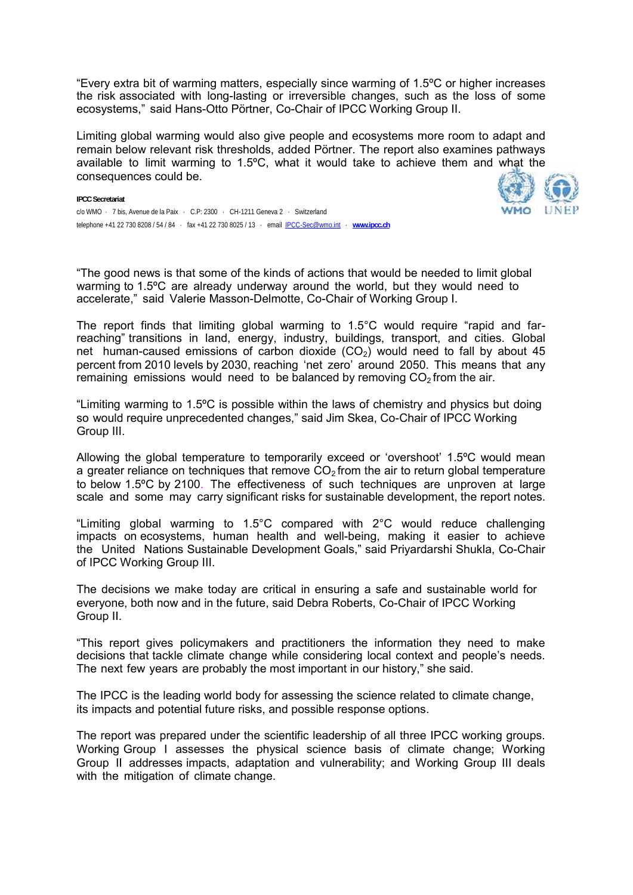"Every extra bit of warming matters, especially since warming of 1.5ºC or higher increases the risk associated with long-lasting or irreversible changes, such as the loss of some ecosystems," said Hans-Otto Pörtner, Co-Chair of IPCC Working Group II.

Limiting global warming would also give people and ecosystems more room to adapt and remain below relevant risk thresholds, added Pörtner. The report also examines pathways available to limit warming to 1.5ºC, what it would take to achieve them and what the consequences could be.

"The good news is that some of the kinds of actions that would be needed to limit global warming to 1.5ºC are already underway around the world, but they would need to accelerate," said Valerie Masson-Delmotte, Co-Chair of Working Group I.

The report finds that limiting global warming to 1.5°C would require "rapid and far-reaching" transitions in land, energy, industry, buildings, transport, and cities. Global net human-caused emissions of carbon dioxide ($CO_2$) would need to fall by about 45 percent from 2010 levels by 2030, reaching 'net zero' around 2050. This means that any remaining emissions would need to be balanced by removing $CO_2$ from the air.

"Limiting warming to 1.5ºC is possible within the laws of chemistry and physics but doing so would require unprecedented changes," said Jim Skea, Co-Chair of IPCC Working Group III.

Allowing the global temperature to temporarily exceed or 'overshoot' 1.5ºC would mean a greater reliance on techniques that remove $CO_2$ from the air to return global temperature to below 1.5ºC by 2100. The effectiveness of such techniques are unproven at large scale and some may carry significant risks for sustainable development, the report notes.

"Limiting global warming to 1.5°C compared with 2°C would reduce challenging impacts on ecosystems, human health and well-being, making it easier to achieve the United Nations Sustainable Development Goals," said Priyardarshi Shukla, Co-Chair of IPCC Working Group III.

The decisions we make today are critical in ensuring a safe and sustainable world for everyone, both now and in the future, said Debra Roberts, Co-Chair of IPCC Working Group II.

"This report gives policymakers and practitioners the information they need to make decisions that tackle climate change while considering local context and people's needs. The next few years are probably the most important in our history," she said.

The IPCC is the leading world body for assessing the science related to climate change, its impacts and potential future risks, and possible response options.

The report was prepared under the scientific leadership of all three IPCC working groups. Working Group I assesses the physical science basis of climate change; Working Group II addresses impacts, adaptation and vulnerability; and Working Group III deals with the mitigation of climate change.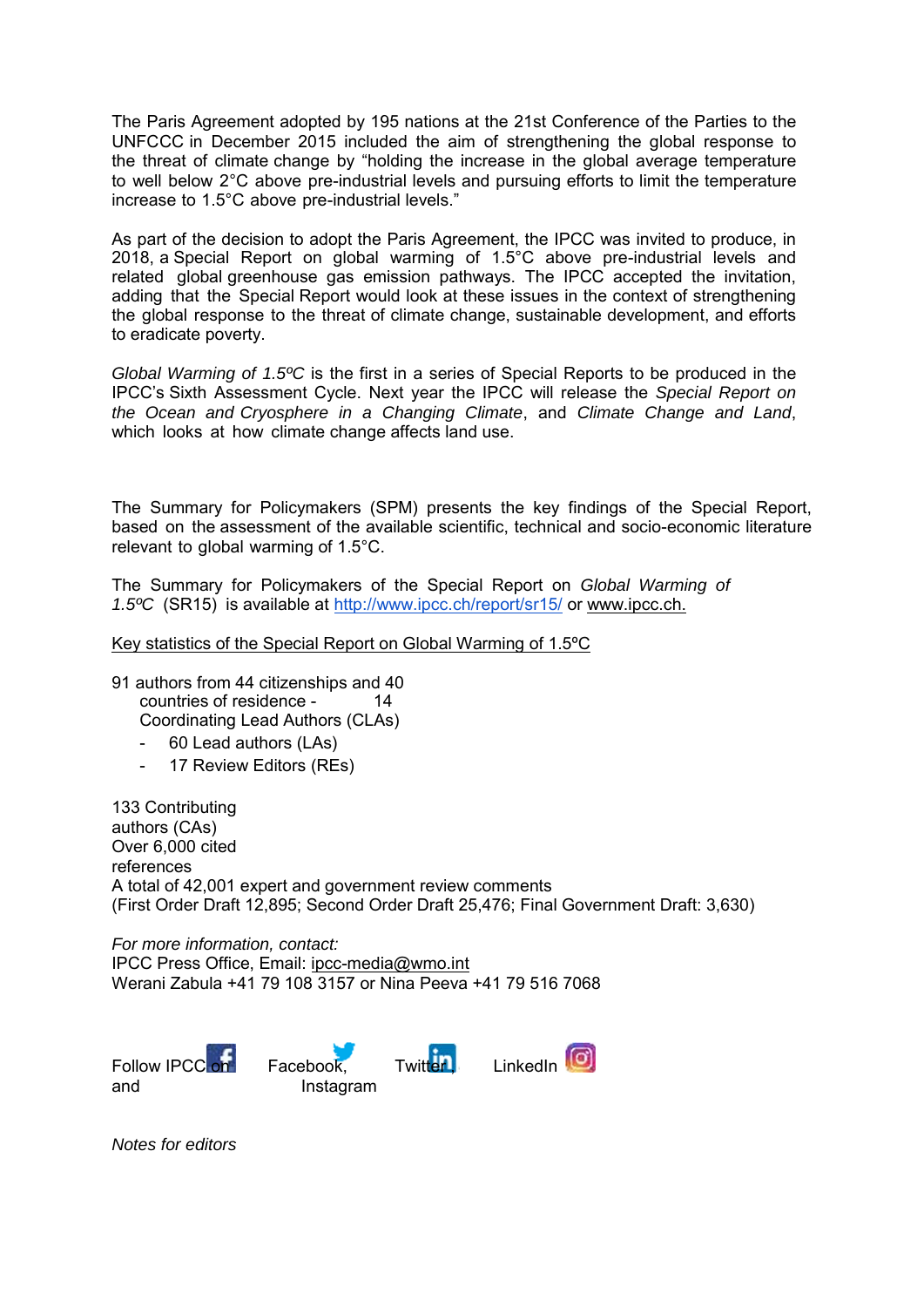The Paris Agreement adopted by 195 nations at the 21st Conference of the Parties to the UNFCCC in December 2015 included the aim of strengthening the global response to the threat of climate change by "holding the increase in the global average temperature to well below 2°C above pre-industrial levels and pursuing efforts to limit the temperature increase to 1.5°C above pre-industrial levels."

As part of the decision to adopt the Paris Agreement, the IPCC was invited to produce, in 2018, a Special Report on global warming of 1.5°C above pre-industrial levels and related global greenhouse gas emission pathways. The IPCC accepted the invitation, adding that the Special Report would look at these issues in the context of strengthening the global response to the threat of climate change, sustainable development, and efforts to eradicate poverty.

*Global Warming of 1.5ºC* is the first in a series of Special Reports to be produced in the IPCC's Sixth Assessment Cycle. Next year the IPCC will release the *Special Report on the Ocean and Cryosphere in a Changing Climate*, and *Climate Change and Land*, which looks at how climate change affects land use.

The Summary for Policymakers (SPM) presents the key findings of the Special Report, based on the assessment of the available scientific, technical and socio-economic literature relevant to global warming of 1.5°C.

The Summary for Policymakers of the Special Report on *Global Warming of 1.5ºC* (SR15) is available at http://www.ipcc.ch/report/sr15/ or www.ipcc.ch.

Key statistics of the Special Report on Global Warming of 1.5ºC

91 authors from 44 citizenships and 40 countries of residence - 14 Coordinating Lead Authors (CLAs)

- 60 Lead authors (LAs)
- 17 Review Editors (REs)

133 Contributing authors (CAs)
Over 6,000 cited references
A total of 42,001 expert and government review comments
(First Order Draft 12,895; Second Order Draft 25,476; Final Government Draft: 3,630)

*For more information, contact:*
IPCC Press Office, Email: ipcc-media@wmo.int
Werani Zabula +41 79 108 3157 or Nina Peeva +41 79 516 7068

Follow IPCC on Facebook, Twitter, LinkedIn and Instagram

*Notes for editors*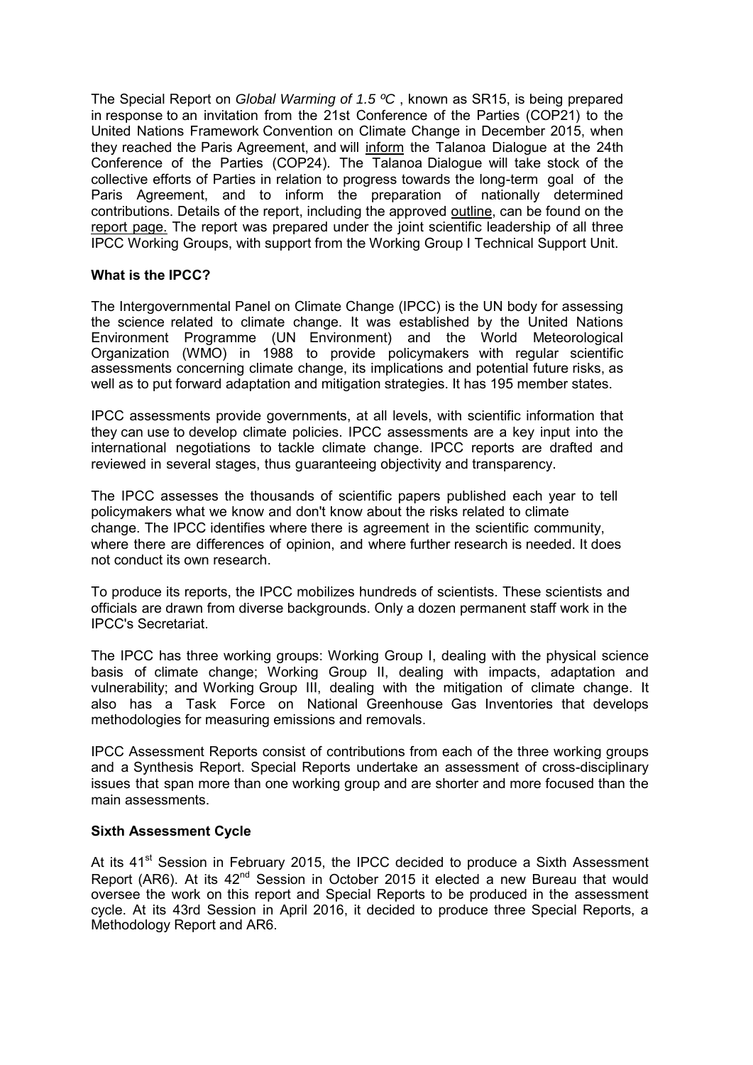The Special Report on *Global Warming of 1.5 ºC* , known as SR15, is being prepared in response to an invitation from the 21st Conference of the Parties (COP21) to the United Nations Framework Convention on Climate Change in December 2015, when they reached the Paris Agreement, and will inform the Talanoa Dialogue at the 24th Conference of the Parties (COP24). The Talanoa Dialogue will take stock of the collective efforts of Parties in relation to progress towards the long-term goal of the Paris Agreement, and to inform the preparation of nationally determined contributions. Details of the report, including the approved outline, can be found on the report page. The report was prepared under the joint scientific leadership of all three IPCC Working Groups, with support from the Working Group I Technical Support Unit.

**What is the IPCC?**

The Intergovernmental Panel on Climate Change (IPCC) is the UN body for assessing the science related to climate change. It was established by the United Nations Environment Programme (UN Environment) and the World Meteorological Organization (WMO) in 1988 to provide policymakers with regular scientific assessments concerning climate change, its implications and potential future risks, as well as to put forward adaptation and mitigation strategies. It has 195 member states.

IPCC assessments provide governments, at all levels, with scientific information that they can use to develop climate policies. IPCC assessments are a key input into the international negotiations to tackle climate change. IPCC reports are drafted and reviewed in several stages, thus guaranteeing objectivity and transparency.

The IPCC assesses the thousands of scientific papers published each year to tell policymakers what we know and don't know about the risks related to climate change. The IPCC identifies where there is agreement in the scientific community, where there are differences of opinion, and where further research is needed. It does not conduct its own research.

To produce its reports, the IPCC mobilizes hundreds of scientists. These scientists and officials are drawn from diverse backgrounds. Only a dozen permanent staff work in the IPCC's Secretariat.

The IPCC has three working groups: Working Group I, dealing with the physical science basis of climate change; Working Group II, dealing with impacts, adaptation and vulnerability; and Working Group III, dealing with the mitigation of climate change. It also has a Task Force on National Greenhouse Gas Inventories that develops methodologies for measuring emissions and removals.

IPCC Assessment Reports consist of contributions from each of the three working groups and a Synthesis Report. Special Reports undertake an assessment of cross-disciplinary issues that span more than one working group and are shorter and more focused than the main assessments.

**Sixth Assessment Cycle**

At its 41st Session in February 2015, the IPCC decided to produce a Sixth Assessment Report (AR6). At its 42nd Session in October 2015 it elected a new Bureau that would oversee the work on this report and Special Reports to be produced in the assessment cycle. At its 43rd Session in April 2016, it decided to produce three Special Reports, a Methodology Report and AR6.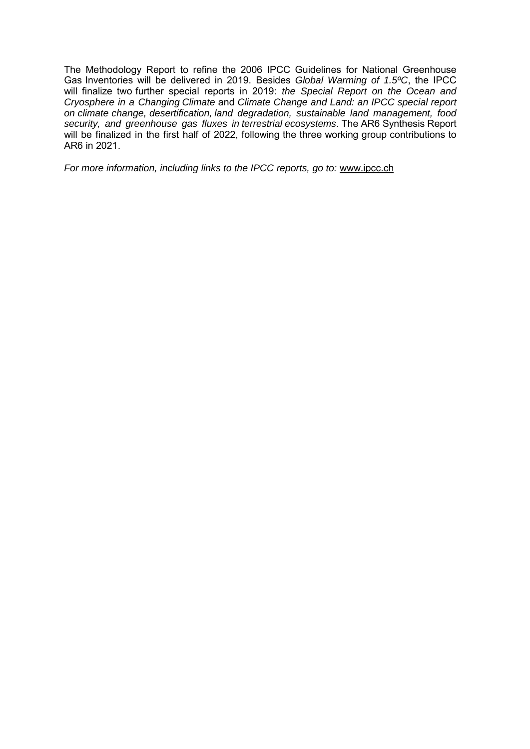The Methodology Report to refine the 2006 IPCC Guidelines for National Greenhouse Gas Inventories will be delivered in 2019. Besides *Global Warming of 1.5ºC*, the IPCC will finalize two further special reports in 2019: *the Special Report on the Ocean and Cryosphere in a Changing Climate* and *Climate Change and Land: an IPCC special report on climate change, desertification, land degradation, sustainable land management, food security, and greenhouse gas fluxes in terrestrial ecosystems*. The AR6 Synthesis Report will be finalized in the first half of 2022, following the three working group contributions to AR6 in 2021.

*For more information, including links to the IPCC reports, go to:* www.ipcc.ch